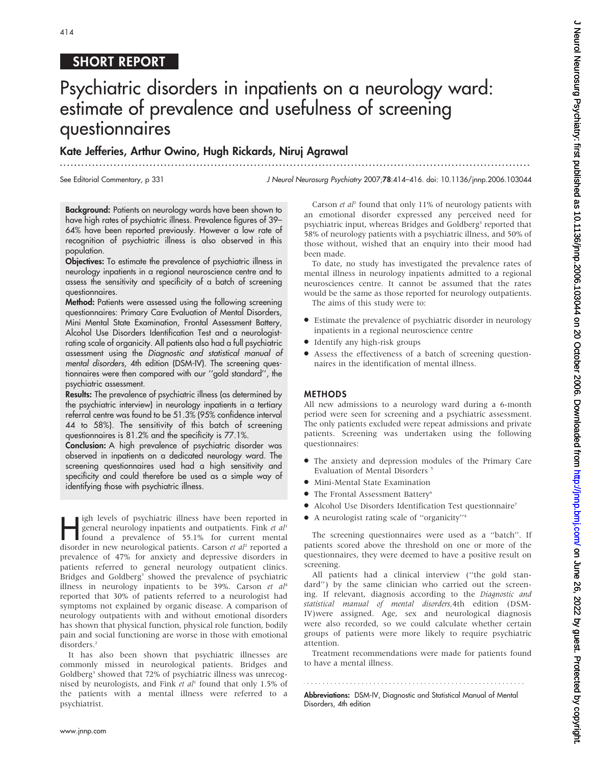SHORT REPORT

# Psychiatric disorders in inpatients on a neurology ward: estimate of prevalence and usefulness of screening questionnaires

**Kate Jefferies, Arthur Owino, Hugh Rickards, Niruj Agrawal**

See Editorial Commentary, p 331

*J Neurol Neurosurg Psychiatry* 2007;**78**:414–416. doi: 10.1136/jnnp.2006.103044

**Background:** Patients on neurology wards have been shown to have high rates of psychiatric illness. Prevalence figures of 39–64% have been reported previously. However a low rate of recognition of psychiatric illness is also observed in this population.

**Objectives:** To estimate the prevalence of psychiatric illness in neurology inpatients in a regional neuroscience centre and to assess the sensitivity and specificity of a batch of screening questionnaires.

**Method:** Patients were assessed using the following screening questionnaires: Primary Care Evaluation of Mental Disorders, Mini Mental State Examination, Frontal Assessment Battery, Alcohol Use Disorders Identification Test and a neurologist-rating scale of organicity. All patients also had a full psychiatric assessment using the *Diagnostic and statistical manual of mental disorders*, 4th edition (DSM-IV). The screening questionnaires were then compared with our "gold standard", the psychiatric assessment.

**Results:** The prevalence of psychiatric illness (as determined by the psychiatric interview) in neurology inpatients in a tertiary referral centre was found to be 51.3% (95% confidence interval 44 to 58%). The sensitivity of this batch of screening questionnaires is 81.2% and the specificity is 77.1%.

**Conclusion:** A high prevalence of psychiatric disorder was observed in inpatients on a dedicated neurology ward. The screening questionnaires used had a high sensitivity and specificity and could therefore be used as a simple way of identifying those with psychiatric illness.

High levels of psychiatric illness have been reported in general neurology inpatients and outpatients. Fink *et al*[1] found a prevalence of 55.1% for current mental disorder in new neurological patients. Carson *et al*[2] reported a prevalence of 47% for anxiety and depressive disorders in patients referred to general neurology outpatient clinics. Bridges and Goldberg[3] showed the prevalence of psychiatric illness in neurology inpatients to be 39%. Carson *et al*[4] reported that 30% of patients referred to a neurologist had symptoms not explained by organic disease. A comparison of neurology outpatients with and without emotional disorders has shown that physical function, physical role function, bodily pain and social functioning are worse in those with emotional disorders.[2]

It has also been shown that psychiatric illnesses are commonly missed in neurological patients. Bridges and Goldberg[3] showed that 72% of psychiatric illness was unrecognised by neurologists, and Fink *et al*[1] found that only 1.5% of the patients with a mental illness were referred to a psychiatrist.

Carson *et al*[2] found that only 11% of neurology patients with an emotional disorder expressed any perceived need for psychiatric input, whereas Bridges and Goldberg[3] reported that 58% of neurology patients with a psychiatric illness, and 50% of those without, wished that an enquiry into their mood had been made.

To date, no study has investigated the prevalence rates of mental illness in neurology inpatients admitted to a regional neurosciences centre. It cannot be assumed that the rates would be the same as those reported for neurology outpatients.

The aims of this study were to:

- Estimate the prevalence of psychiatric disorder in neurology inpatients in a regional neuroscience centre
- Identify any high-risk groups
- Assess the effectiveness of a batch of screening questionnaires in the identification of mental illness.

## METHODS

All new admissions to a neurology ward during a 6-month period were seen for screening and a psychiatric assessment. The only patients excluded were repeat admissions and private patients. Screening was undertaken using the following questionnaires:

- The anxiety and depression modules of the Primary Care Evaluation of Mental Disorders [5]
- Mini-Mental State Examination
- The Frontal Assessment Battery[6]
- Alcohol Use Disorders Identification Test questionnaire[7]
- A neurologist rating scale of "organicity"[4]

The screening questionnaires were used as a "batch". If patients scored above the threshold on one or more of the questionnaires, they were deemed to have a positive result on screening.

All patients had a clinical interview ("the gold standard") by the same clinician who carried out the screening. If relevant, diagnosis according to the *Diagnostic and statistical manual of mental disorders,*4th edition (DSM-IV)were assigned. Age, sex and neurological diagnosis were also recorded, so we could calculate whether certain groups of patients were more likely to require psychiatric attention.

Treatment recommendations were made for patients found to have a mental illness.

**Abbreviations:** DSM-IV, Diagnostic and Statistical Manual of Mental Disorders, 4th edition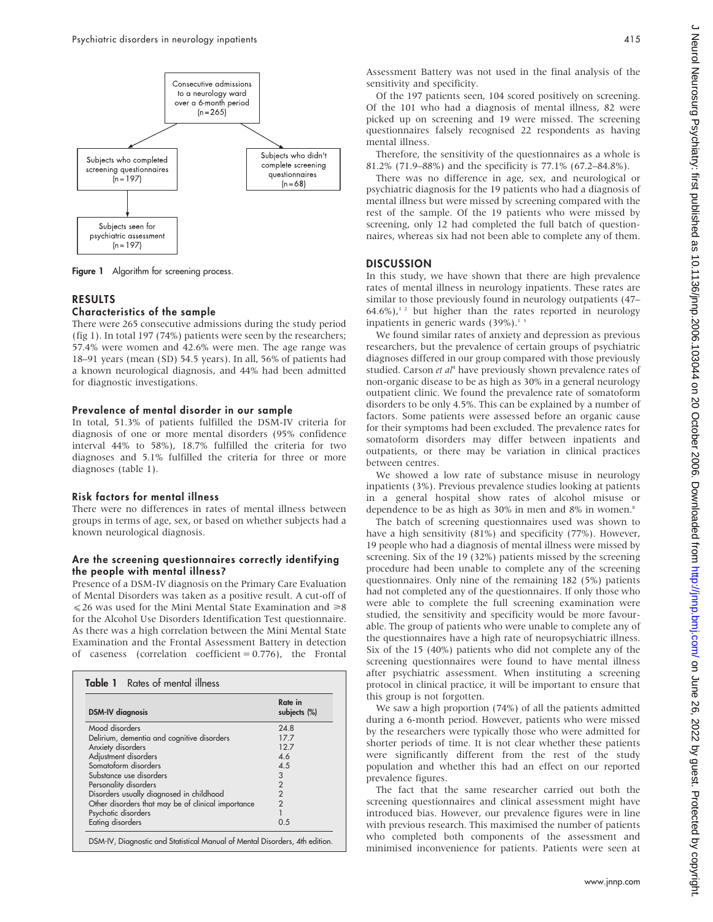Consecutive admissions to a neurology ward over a 6-month period (n = 265)

Subjects who completed screening questionnaires (n = 197)

Subjects who didn't complete screening questionnaires (n = 68)

Subjects seen for psychiatric assessment (n = 197)

**Figure 1** Algorithm for screening process.

## RESULTS

### Characteristics of the sample

There were 265 consecutive admissions during the study period (fig 1). In total 197 (74%) patients were seen by the researchers; 57.4% were women and 42.6% were men. The age range was 18–91 years (mean (SD) 54.5 years). In all, 56% of patients had a known neurological diagnosis, and 44% had been admitted for diagnostic investigations.

### Prevalence of mental disorder in our sample

In total, 51.3% of patients fulfilled the DSM-IV criteria for diagnosis of one or more mental disorders (95% confidence interval 44% to 58%), 18.7% fulfilled the criteria for two diagnoses and 5.1% fulfilled the criteria for three or more diagnoses (table 1).

### Risk factors for mental illness

There were no differences in rates of mental illness between groups in terms of age, sex, or based on whether subjects had a known neurological diagnosis.

### Are the screening questionnaires correctly identifying the people with mental illness?

Presence of a DSM-IV diagnosis on the Primary Care Evaluation of Mental Disorders was taken as a positive result. A cut-off of $\leqslant 26$ was used for the Mini Mental State Examination and $\geqslant 8$ for the Alcohol Use Disorders Identification Test questionnaire. As there was a high correlation between the Mini Mental State Examination and the Frontal Assessment Battery in detection of caseness (correlation coefficient = 0.776), the Frontal Assessment Battery was not used in the final analysis of the sensitivity and specificity.

**Table 1** Rates of mental illness

| DSM-IV diagnosis | Rate in subjects (%) |
|---|---|
| Mood disorders | 24.8 |
| Delirium, dementia and cognitive disorders | 17.7 |
| Anxiety disorders | 12.7 |
| Adjustment disorders | 4.6 |
| Somatoform disorders | 4.5 |
| Substance use disorders | 3 |
| Personality disorders | 2 |
| Disorders usually diagnosed in childhood | 2 |
| Other disorders that may be of clinical importance | 2 |
| Psychotic disorders | 1 |
| Eating disorders | 0.5 |

DSM-IV, Diagnostic and Statistical Manual of Mental Disorders, 4th edition.

Of the 197 patients seen, 104 scored positively on screening. Of the 101 who had a diagnosis of mental illness, 82 were picked up on screening and 19 were missed. The screening questionnaires falsely recognised 22 respondents as having mental illness.

Therefore, the sensitivity of the questionnaires as a whole is 81.2% (71.9–88%) and the specificity is 77.1% (67.2–84.8%).

There was no difference in age, sex, and neurological or psychiatric diagnosis for the 19 patients who had a diagnosis of mental illness but were missed by screening compared with the rest of the sample. Of the 19 patients who were missed by screening, only 12 had completed the full batch of questionnaires, whereas six had not been able to complete any of them.

## DISCUSSION

In this study, we have shown that there are high prevalence rates of mental illness in neurology inpatients. These rates are similar to those previously found in neurology outpatients (47–64.6%),[1 2] but higher than the rates reported in neurology inpatients in generic wards (39%).[1 3]

We found similar rates of anxiety and depression as previous researchers, but the prevalence of certain groups of psychiatric diagnoses differed in our group compared with those previously studied. Carson *et al*[4] have previously shown prevalence rates of non-organic disease to be as high as 30% in a general neurology outpatient clinic. We found the prevalence rate of somatoform disorders to be only 4.5%. This can be explained by a number of factors. Some patients were assessed before an organic cause for their symptoms had been excluded. The prevalence rates for somatoform disorders may differ between inpatients and outpatients, or there may be variation in clinical practices between centres.

We showed a low rate of substance misuse in neurology inpatients (3%). Previous prevalence studies looking at patients in a general hospital show rates of alcohol misuse or dependence to be as high as 30% in men and 8% in women.[8]

The batch of screening questionnaires used was shown to have a high sensitivity (81%) and specificity (77%). However, 19 people who had a diagnosis of mental illness were missed by screening. Six of the 19 (32%) patients missed by the screening procedure had been unable to complete any of the screening questionnaires. Only nine of the remaining 182 (5%) patients had not completed any of the questionnaires. If only those who were able to complete the full screening examination were studied, the sensitivity and specificity would be more favourable. The group of patients who were unable to complete any of the questionnaires have a high rate of neuropsychiatric illness. Six of the 15 (40%) patients who did not complete any of the screening questionnaires were found to have mental illness after psychiatric assessment. When instituting a screening protocol in clinical practice, it will be important to ensure that this group is not forgotten.

We saw a high proportion (74%) of all the patients admitted during a 6-month period. However, patients who were missed by the researchers were typically those who were admitted for shorter periods of time. It is not clear whether these patients were significantly different from the rest of the study population and whether this had an effect on our reported prevalence figures.

The fact that the same researcher carried out both the screening questionnaires and clinical assessment might have introduced bias. However, our prevalence figures were in line with previous research. This maximised the number of patients who completed both components of the assessment and minimised inconvenience for patients. Patients were seen at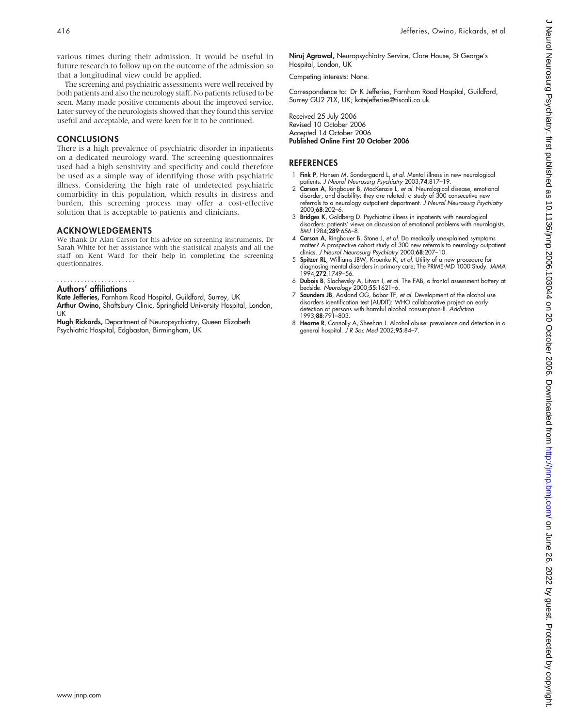various times during their admission. It would be useful in future research to follow up on the outcome of the admission so that a longitudinal view could be applied.

The screening and psychiatric assessments were well received by both patients and also the neurology staff. No patients refused to be seen. Many made positive comments about the improved service. Later survey of the neurologists showed that they found this service useful and acceptable, and were keen for it to be continued.

## CONCLUSIONS

There is a high prevalence of psychiatric disorder in inpatients on a dedicated neurology ward. The screening questionnaires used had a high sensitivity and specificity and could therefore be used as a simple way of identifying those with psychiatric illness. Considering the high rate of undetected psychiatric comorbidity in this population, which results in distress and burden, this screening process may offer a cost-effective solution that is acceptable to patients and clinicians.

## ACKNOWLEDGEMENTS

We thank Dr Alan Carson for his advice on screening instruments, Dr Sarah White for her assistance with the statistical analysis and all the staff on Kent Ward for their help in completing the screening questionnaires.

### Authors' affiliations

**Kate Jefferies,** Farnham Road Hospital, Guildford, Surrey, UK
**Arthur Owino,** Shaftsbury Clinic, Springfield University Hospital, London, UK
**Hugh Rickards,** Department of Neuropsychiatry, Queen Elizabeth Psychiatric Hospital, Edgbaston, Birmingham, UK
**Niruj Agrawal,** Neuropsychiatry Service, Clare House, St George's Hospital, London, UK

Competing interests: None.

Correspondence to: Dr K Jefferies, Farnham Road Hospital, Guildford, Surrey GU2 7LX, UK; katejefferies@tiscali.co.uk

Received 25 July 2006
Revised 10 October 2006
Accepted 14 October 2006
**Published Online First 20 October 2006**

## REFERENCES

1. **Fink P**, Hansen M, Sondergaard L, *et al.* Mental illness in new neurological patients. *J Neurol Neurosurg Psychiatry* 2003;**74**:817–19.
2. **Carson A**, Ringbauer B, MacKenzie L, *et al.* Neurological disease, emotional disorder, and disability: they are related: a study of 300 consecutive new referrals to a neurology outpatient department. *J Neurol Neurosurg Psychiatry* 2000;**68**:202–6.
3. **Bridges K**, Goldberg D. Psychiatric illness in inpatients with neurological disorders: patients' views on discussion of emotional problems with neurologists. *BMJ* 1984;**289**:656–8.
4. **Carson A**, Ringbauer B, Stone J, *et al.* Do medically unexplained symptoms matter? A prospective cohort study of 300 new referrals to neurology outpatient clinics. *J Neurol Neurosurg Psychiatry* 2000;**68**:207–10.
5. **Spitzer RL**, Williams JBW, Kroenke K, *et al.* Utility of a new procedure for diagnosing mental disorders in primary care; The PRIME-MD 1000 Study. *JAMA* 1994;**272**:1749–56.
6. **Dubois B**, Slachevsky A, Litvan I, *et al.* The FAB, a frontal assessment battery at bedside. *Neurology* 2000;**55**:1621–6.
7. **Saunders JB**, Aasland OG, Babor TF, *et al.* Development of the alcohol use disorders identification test (AUDIT): WHO collaborative project on early detection of persons with harmful alcohol consumption-II. *Addiction* 1993;**88**:791–803.
8. **Hearne R**, Connolly A, Sheehan J. Alcohol abuse: prevalence and detection in a general hospital. *J R Soc Med* 2002;**95**:84–7.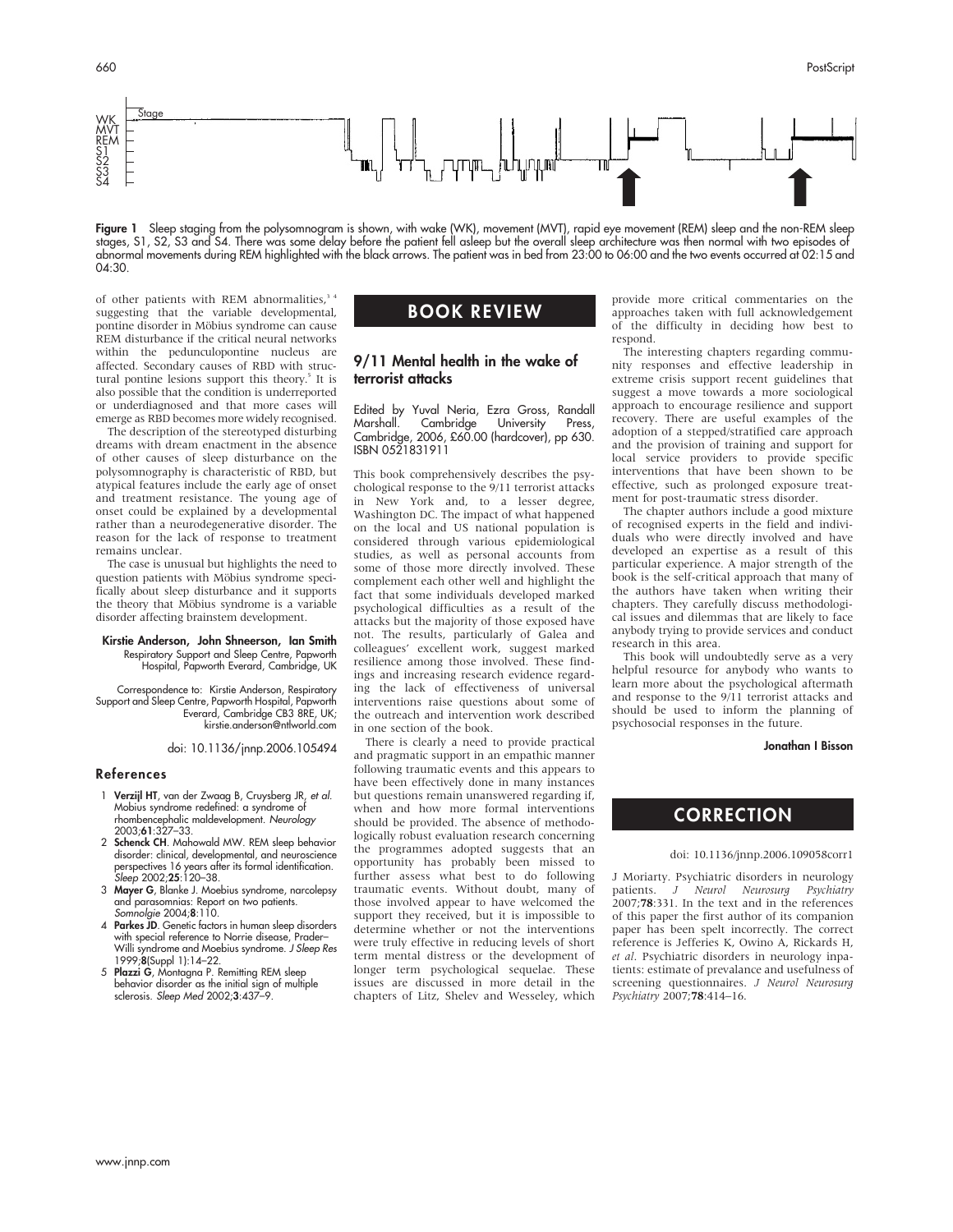WK
MVT
REM
S1
S2
S3
S4

Stage

**Figure 1** Sleep staging from the polysomnogram is shown, with wake (WK), movement (MVT), rapid eye movement (REM) sleep and the non-REM sleep stages, S1, S2, S3 and S4. There was some delay before the patient fell asleep but the overall sleep architecture was then normal with two episodes of abnormal movements during REM highlighted with the black arrows. The patient was in bed from 23:00 to 06:00 and the two events occurred at 02:15 and 04:30.

of other patients with REM abnormalities,[3 4] suggesting that the variable developmental, pontine disorder in Möbius syndrome can cause REM disturbance if the critical neural networks within the pedunculopontine nucleus are affected. Secondary causes of RBD with structural pontine lesions support this theory.[5] It is also possible that the condition is underreported or underdiagnosed and that more cases will emerge as RBD becomes more widely recognised.

The description of the stereotyped disturbing dreams with dream enactment in the absence of other causes of sleep disturbance on the polysomnography is characteristic of RBD, but atypical features include the early age of onset and treatment resistance. The young age of onset could be explained by a developmental rather than a neurodegenerative disorder. The reason for the lack of response to treatment remains unclear.

The case is unusual but highlights the need to question patients with Möbius syndrome specifically about sleep disturbance and it supports the theory that Möbius syndrome is a variable disorder affecting brainstem development.

**Kirstie Anderson, John Shneerson, Ian Smith**
Respiratory Support and Sleep Centre, Papworth Hospital, Papworth Everard, Cambridge, UK

Correspondence to: Kirstie Anderson, Respiratory Support and Sleep Centre, Papworth Hospital, Papworth Everard, Cambridge CB3 8RE, UK; kirstie.anderson@ntlworld.com

doi: 10.1136/jnnp.2006.105494

## References

1. **Verzijl HT**, van der Zwaag B, Cruysberg JR, *et al.* Mobius syndrome redefined: a syndrome of rhombencephalic maldevelopment. *Neurology* 2003;**61**:327–33.
2. **Schenck CH**. Mahowald MW. REM sleep behavior disorder: clinical, developmental, and neuroscience perspectives 16 years after its formal identification. *Sleep* 2002;**25**:120–38.
3. **Mayer G**, Blanke J. Moebius syndrome, narcolepsy and parasomnias: Report on two patients. *Somnolgie* 2004;**8**:110.
4. **Parkes JD**. Genetic factors in human sleep disorders with special reference to Norrie disease, Prader–Willi syndrome and Moebius syndrome. *J Sleep Res* 1999;**8**(Suppl 1):14–22.
5. **Plazzi G**, Montagna P. Remitting REM sleep behavior disorder as the initial sign of multiple sclerosis. *Sleep Med* 2002;**3**:437–9.

# BOOK REVIEW

## 9/11 Mental health in the wake of terrorist attacks

Edited by Yuval Neria, Ezra Gross, Randall Marshall. Cambridge University Press, Cambridge, 2006, £60.00 (hardcover), pp 630. ISBN 0521831911

This book comprehensively describes the psychological response to the 9/11 terrorist attacks in New York and, to a lesser degree, Washington DC. The impact of what happened on the local and US national population is considered through various epidemiological studies, as well as personal accounts from some of those more directly involved. These complement each other well and highlight the fact that some individuals developed marked psychological difficulties as a result of the attacks but the majority of those exposed have not. The results, particularly of Galea and colleagues' excellent work, suggest marked resilience among those involved. These findings and increasing research evidence regarding the lack of effectiveness of universal interventions raise questions about some of the outreach and intervention work described in one section of the book.

There is clearly a need to provide practical and pragmatic support in an empathic manner following traumatic events and this appears to have been effectively done in many instances but questions remain unanswered regarding if, when and how more formal interventions should be provided. The absence of methodologically robust evaluation research concerning the programmes adopted suggests that an opportunity has probably been missed to further assess what best to do following traumatic events. Without doubt, many of those involved appear to have welcomed the support they received, but it is impossible to determine whether or not the interventions were truly effective in reducing levels of short term mental distress or the development of longer term psychological sequelae. These issues are discussed in more detail in the chapters of Litz, Shelev and Wesseley, which provide more critical commentaries on the approaches taken with full acknowledgement of the difficulty in deciding how best to respond.

The interesting chapters regarding community responses and effective leadership in extreme crisis support recent guidelines that suggest a move towards a more sociological approach to encourage resilience and support recovery. There are useful examples of the adoption of a stepped/stratified care approach and the provision of training and support for local service providers to provide specific interventions that have been shown to be effective, such as prolonged exposure treatment for post-traumatic stress disorder.

The chapter authors include a good mixture of recognised experts in the field and individuals who were directly involved and have developed an expertise as a result of this particular experience. A major strength of the book is the self-critical approach that many of the authors have taken when writing their chapters. They carefully discuss methodological issues and dilemmas that are likely to face anybody trying to provide services and conduct research in this area.

This book will undoubtedly serve as a very helpful resource for anybody who wants to learn more about the psychological aftermath and response to the 9/11 terrorist attacks and should be used to inform the planning of psychosocial responses in the future.

**Jonathan I Bisson**

# CORRECTION

doi: 10.1136/jnnp.2006.109058corr1

J Moriarty. Psychiatric disorders in neurology patients. *J Neurol Neurosurg Psychiatry* 2007;**78**:331. In the text and in the references of this paper the first author of its companion paper has been spelt incorrectly. The correct reference is Jefferies K, Owino A, Rickards H, *et al*. Psychiatric disorders in neurology inpatients: estimate of prevalance and usefulness of screening questionnaires. *J Neurol Neurosurg Psychiatry* 2007;**78**:414–16.